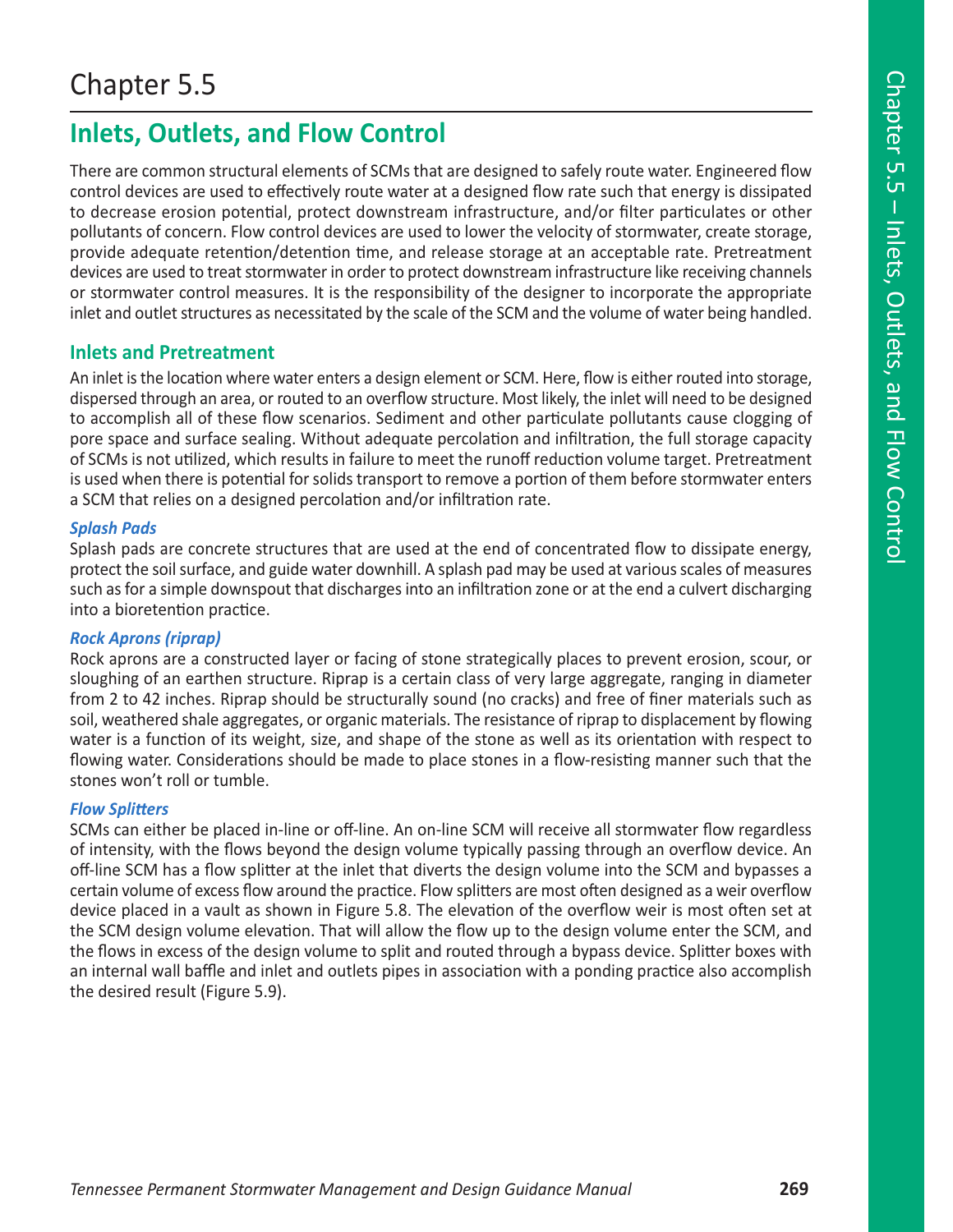# Chapter 5.5

## Inlets, Outlets, and Flow Control

There are common structural elements of SCMs that are designed to safely route water. Engineered flow control devices are used to effectively route water at a designed flow rate such that energy is dissipated to decrease erosion potential, protect downstream infrastructure, and/or filter particulates or other pollutants of concern. Flow control devices are used to lower the velocity of stormwater, create storage, provide adequate retention/detention time, and release storage at an acceptable rate. Pretreatment devices are used to treat stormwater in order to protect downstream infrastructure like receiving channels or stormwater control measures. It is the responsibility of the designer to incorporate the appropriate inlet and outlet structures as necessitated by the scale of the SCM and the volume of water being handled.

### Inlets and Pretreatment

An inlet is the location where water enters a design element or SCM. Here, flow is either routed into storage, dispersed through an area, or routed to an overflow structure. Most likely, the inlet will need to be designed to accomplish all of these flow scenarios. Sediment and other particulate pollutants cause clogging of pore space and surface sealing. Without adequate percolation and infiltration, the full storage capacity of SCMs is not utilized, which results in failure to meet the runoff reduction volume target. Pretreatment is used when there is potential for solids transport to remove a portion of them before stormwater enters a SCM that relies on a designed percolation and/or infiltration rate.

#### *Splash Pads*

Splash pads are concrete structures that are used at the end of concentrated flow to dissipate energy, protect the soil surface, and guide water downhill. A splash pad may be used at various scales of measures such as for a simple downspout that discharges into an infiltration zone or at the end a culvert discharging into a bioretention practice.

#### *Rock Aprons (riprap)*

Rock aprons are a constructed layer or facing of stone strategically places to prevent erosion, scour, or sloughing of an earthen structure. Riprap is a certain class of very large aggregate, ranging in diameter from 2 to 42 inches. Riprap should be structurally sound (no cracks) and free of finer materials such as soil, weathered shale aggregates, or organic materials. The resistance of riprap to displacement by flowing water is a function of its weight, size, and shape of the stone as well as its orientation with respect to flowing water. Considerations should be made to place stones in a flow-resisting manner such that the stones won't roll or tumble.

#### *Flow Splitters*

SCMs can either be placed in-line or off-line. An on-line SCM will receive all stormwater flow regardless of intensity, with the flows beyond the design volume typically passing through an overflow device. An off-line SCM has a flow splitter at the inlet that diverts the design volume into the SCM and bypasses a certain volume of excess flow around the practice. Flow splitters are most often designed as a weir overflow device placed in a vault as shown in Figure 5.8. The elevation of the overflow weir is most often set at the SCM design volume elevation. That will allow the flow up to the design volume enter the SCM, and the flows in excess of the design volume to split and routed through a bypass device. Splitter boxes with an internal wall baffle and inlet and outlets pipes in association with a ponding practice also accomplish the desired result (Figure 5.9).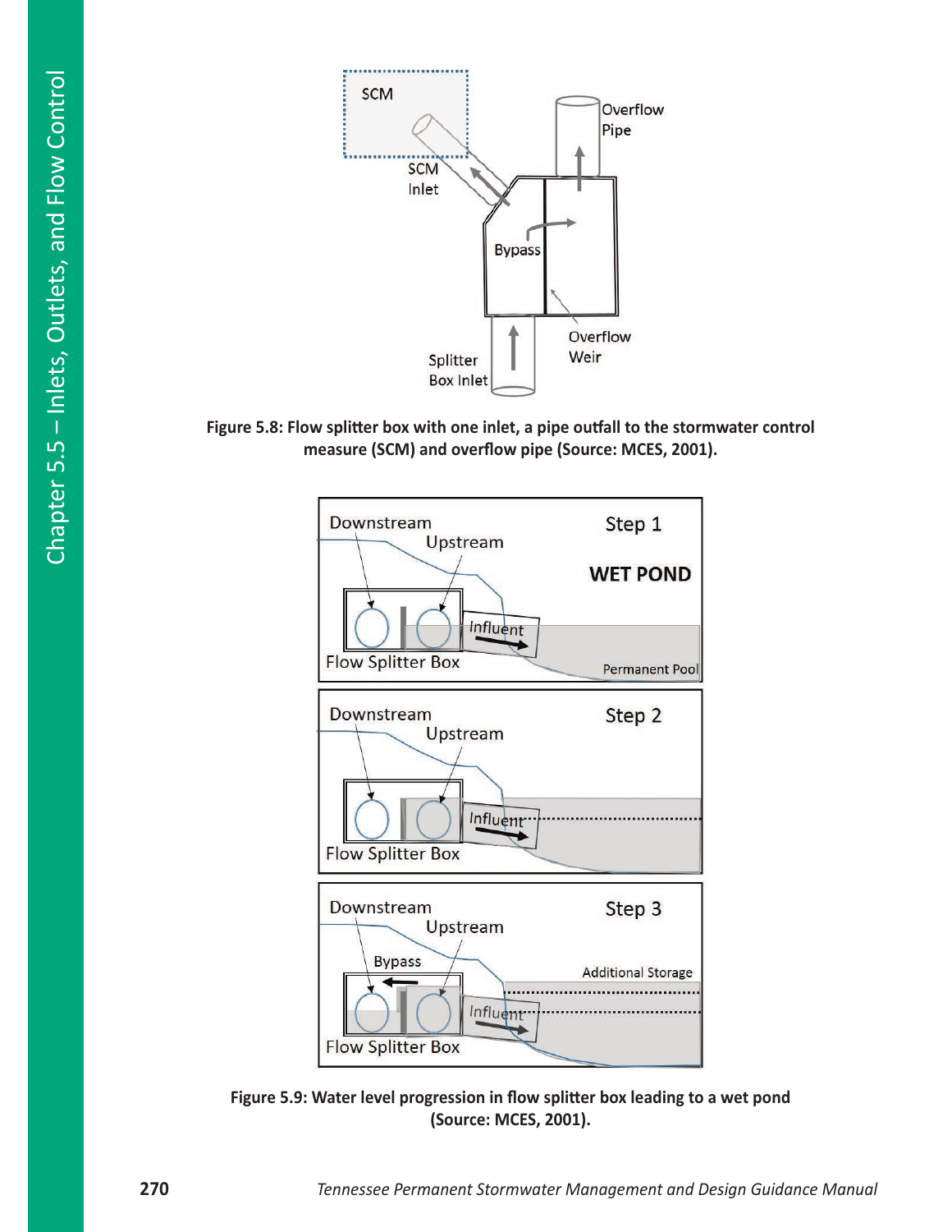Figure 5.8: Flow splitter box with one inlet, a pipe outfall to the stormwater control measure (SCM) and overflow pipe (Source: MCES, 2001).

Figure 5.9: Water level progression in flow splitter box leading to a wet pond (Source: MCES, 2001).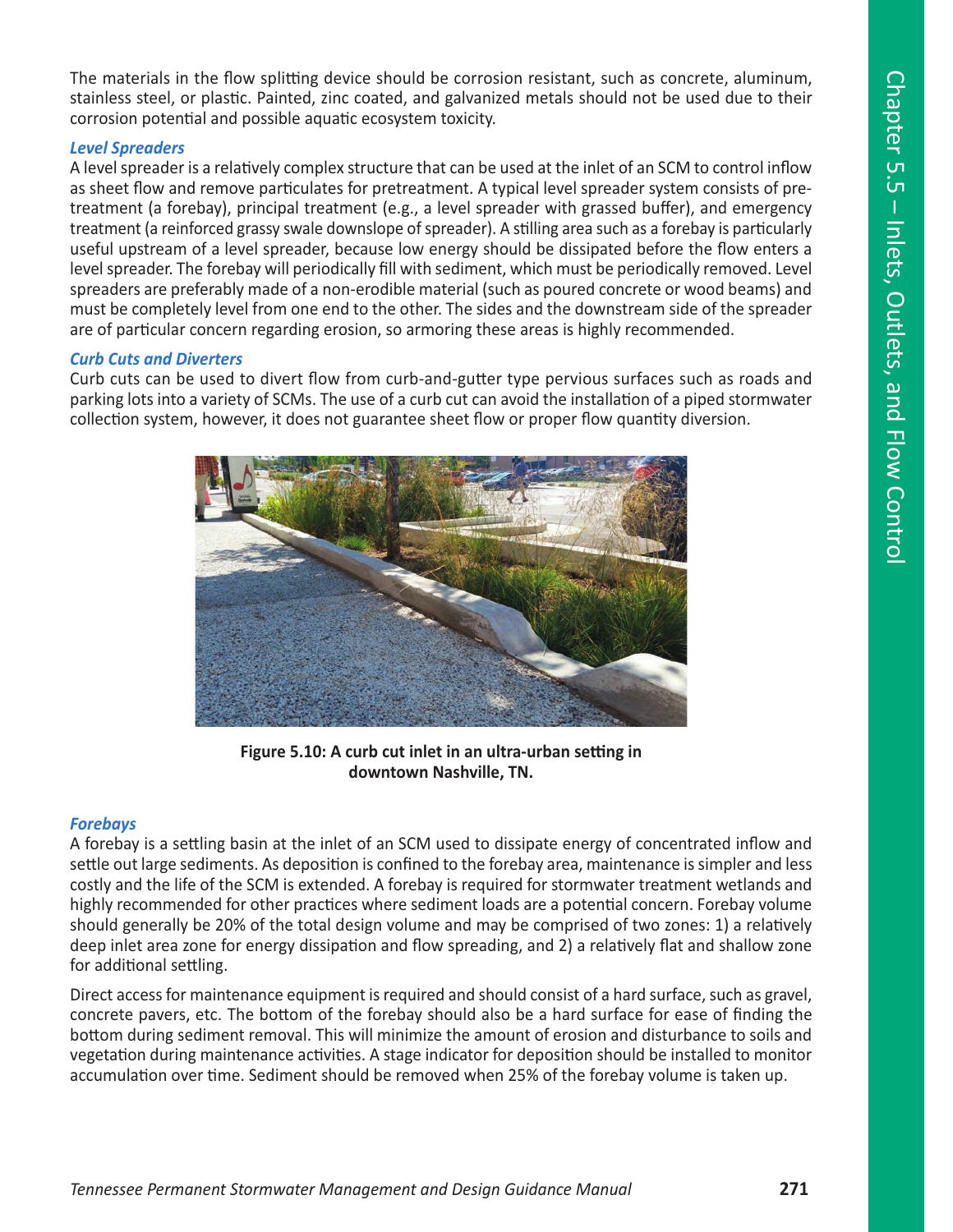The materials in the flow splitting device should be corrosion resistant, such as concrete, aluminum, stainless steel, or plastic. Painted, zinc coated, and galvanized metals should not be used due to their corrosion potential and possible aquatic ecosystem toxicity.

### *Level Spreaders*

A level spreader is a relatively complex structure that can be used at the inlet of an SCM to control inflow as sheet flow and remove particulates for pretreatment. A typical level spreader system consists of pretreatment (a forebay), principal treatment (e.g., a level spreader with grassed buffer), and emergency treatment (a reinforced grassy swale downslope of spreader). A stilling area such as a forebay is particularly useful upstream of a level spreader, because low energy should be dissipated before the flow enters a level spreader. The forebay will periodically fill with sediment, which must be periodically removed. Level spreaders are preferably made of a non-erodible material (such as poured concrete or wood beams) and must be completely level from one end to the other. The sides and the downstream side of the spreader are of particular concern regarding erosion, so armoring these areas is highly recommended.

### *Curb Cuts and Diverters*

Curb cuts can be used to divert flow from curb-and-gutter type pervious surfaces such as roads and parking lots into a variety of SCMs. The use of a curb cut can avoid the installation of a piped stormwater collection system, however, it does not guarantee sheet flow or proper flow quantity diversion.

**Figure 5.10: A curb cut inlet in an ultra-urban setting in downtown Nashville, TN.**

### *Forebays*

A forebay is a settling basin at the inlet of an SCM used to dissipate energy of concentrated inflow and settle out large sediments. As deposition is confined to the forebay area, maintenance is simpler and less costly and the life of the SCM is extended. A forebay is required for stormwater treatment wetlands and highly recommended for other practices where sediment loads are a potential concern. Forebay volume should generally be 20% of the total design volume and may be comprised of two zones: 1) a relatively deep inlet area zone for energy dissipation and flow spreading, and 2) a relatively flat and shallow zone for additional settling.

Direct access for maintenance equipment is required and should consist of a hard surface, such as gravel, concrete pavers, etc. The bottom of the forebay should also be a hard surface for ease of finding the bottom during sediment removal. This will minimize the amount of erosion and disturbance to soils and vegetation during maintenance activities. A stage indicator for deposition should be installed to monitor accumulation over time. Sediment should be removed when 25% of the forebay volume is taken up.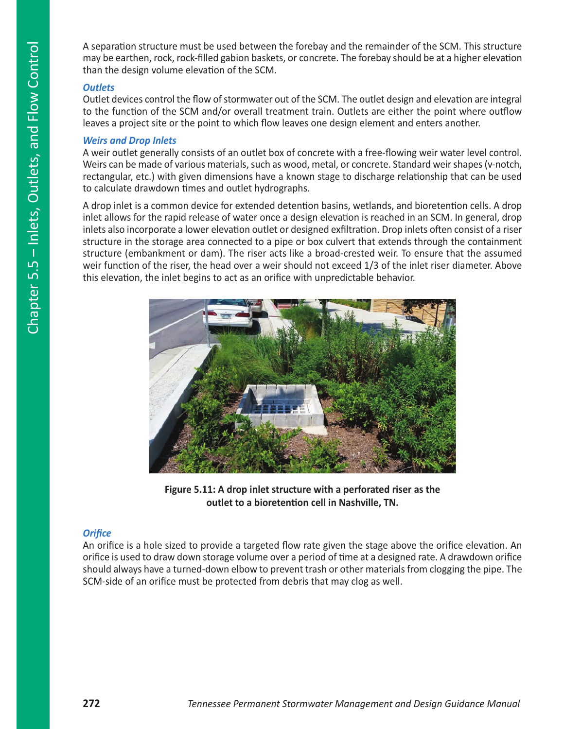A separation structure must be used between the forebay and the remainder of the SCM. This structure may be earthen, rock, rock-filled gabion baskets, or concrete. The forebay should be at a higher elevation than the design volume elevation of the SCM.

### *Outlets*

Outlet devices control the flow of stormwater out of the SCM. The outlet design and elevation are integral to the function of the SCM and/or overall treatment train. Outlets are either the point where outflow leaves a project site or the point to which flow leaves one design element and enters another.

### *Weirs and Drop Inlets*

A weir outlet generally consists of an outlet box of concrete with a free-flowing weir water level control. Weirs can be made of various materials, such as wood, metal, or concrete. Standard weir shapes (v-notch, rectangular, etc.) with given dimensions have a known stage to discharge relationship that can be used to calculate drawdown times and outlet hydrographs.

A drop inlet is a common device for extended detention basins, wetlands, and bioretention cells. A drop inlet allows for the rapid release of water once a design elevation is reached in an SCM. In general, drop inlets also incorporate a lower elevation outlet or designed exfiltration. Drop inlets often consist of a riser structure in the storage area connected to a pipe or box culvert that extends through the containment structure (embankment or dam). The riser acts like a broad-crested weir. To ensure that the assumed weir function of the riser, the head over a weir should not exceed 1/3 of the inlet riser diameter. Above this elevation, the inlet begins to act as an orifice with unpredictable behavior.

**Figure 5.11: A drop inlet structure with a perforated riser as the outlet to a bioretention cell in Nashville, TN.**

### *Orifice*

An orifice is a hole sized to provide a targeted flow rate given the stage above the orifice elevation. An orifice is used to draw down storage volume over a period of time at a designed rate. A drawdown orifice should always have a turned-down elbow to prevent trash or other materials from clogging the pipe. The SCM-side of an orifice must be protected from debris that may clog as well.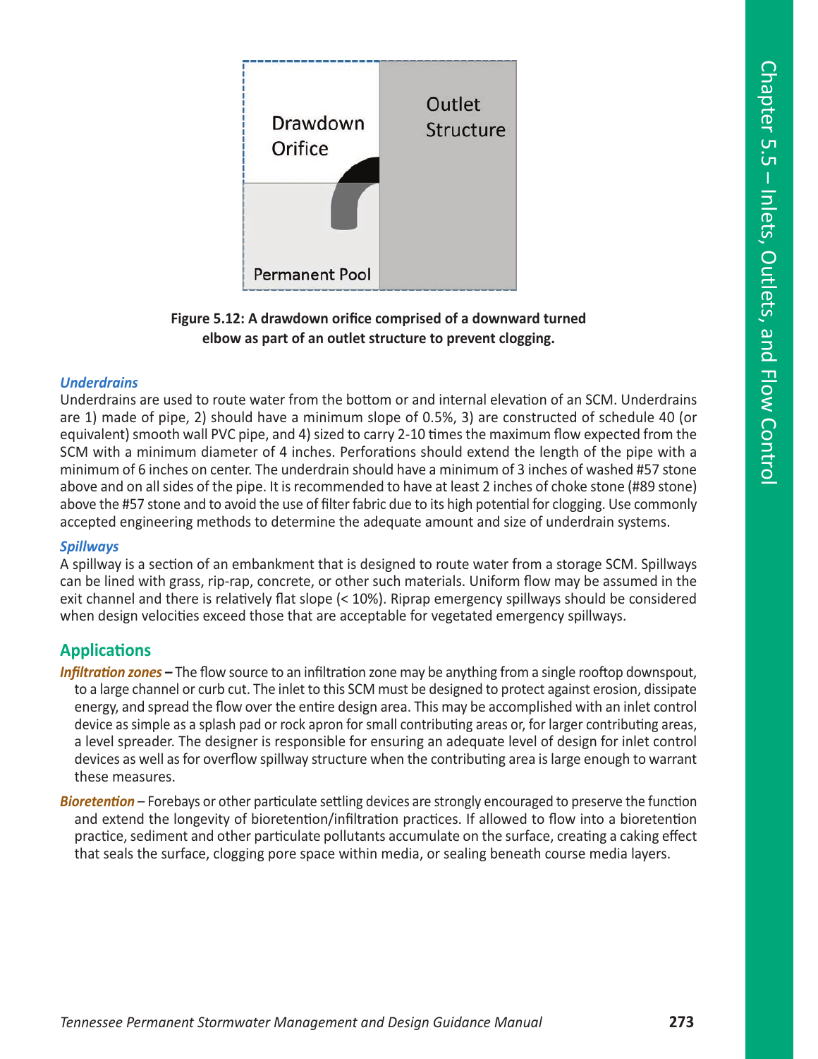Drawdown Orifice

Outlet Structure

Permanent Pool

**Figure 5.12: A drawdown orifice comprised of a downward turned elbow as part of an outlet structure to prevent clogging.**

### *Underdrains*

Underdrains are used to route water from the bottom or and internal elevation of an SCM. Underdrains are 1) made of pipe, 2) should have a minimum slope of 0.5%, 3) are constructed of schedule 40 (or equivalent) smooth wall PVC pipe, and 4) sized to carry 2-10 times the maximum flow expected from the SCM with a minimum diameter of 4 inches. Perforations should extend the length of the pipe with a minimum of 6 inches on center. The underdrain should have a minimum of 3 inches of washed #57 stone above and on all sides of the pipe. It is recommended to have at least 2 inches of choke stone (#89 stone) above the #57 stone and to avoid the use of filter fabric due to its high potential for clogging. Use commonly accepted engineering methods to determine the adequate amount and size of underdrain systems.

### *Spillways*

A spillway is a section of an embankment that is designed to route water from a storage SCM. Spillways can be lined with grass, rip-rap, concrete, or other such materials. Uniform flow may be assumed in the exit channel and there is relatively flat slope (< 10%). Riprap emergency spillways should be considered when design velocities exceed those that are acceptable for vegetated emergency spillways.

## Applications

***Infiltration zones* –** The flow source to an infiltration zone may be anything from a single rooftop downspout, to a large channel or curb cut. The inlet to this SCM must be designed to protect against erosion, dissipate energy, and spread the flow over the entire design area. This may be accomplished with an inlet control device as simple as a splash pad or rock apron for small contributing areas or, for larger contributing areas, a level spreader. The designer is responsible for ensuring an adequate level of design for inlet control devices as well as for overflow spillway structure when the contributing area is large enough to warrant these measures.

***Bioretention*** – Forebays or other particulate settling devices are strongly encouraged to preserve the function and extend the longevity of bioretention/infiltration practices. If allowed to flow into a bioretention practice, sediment and other particulate pollutants accumulate on the surface, creating a caking effect that seals the surface, clogging pore space within media, or sealing beneath course media layers.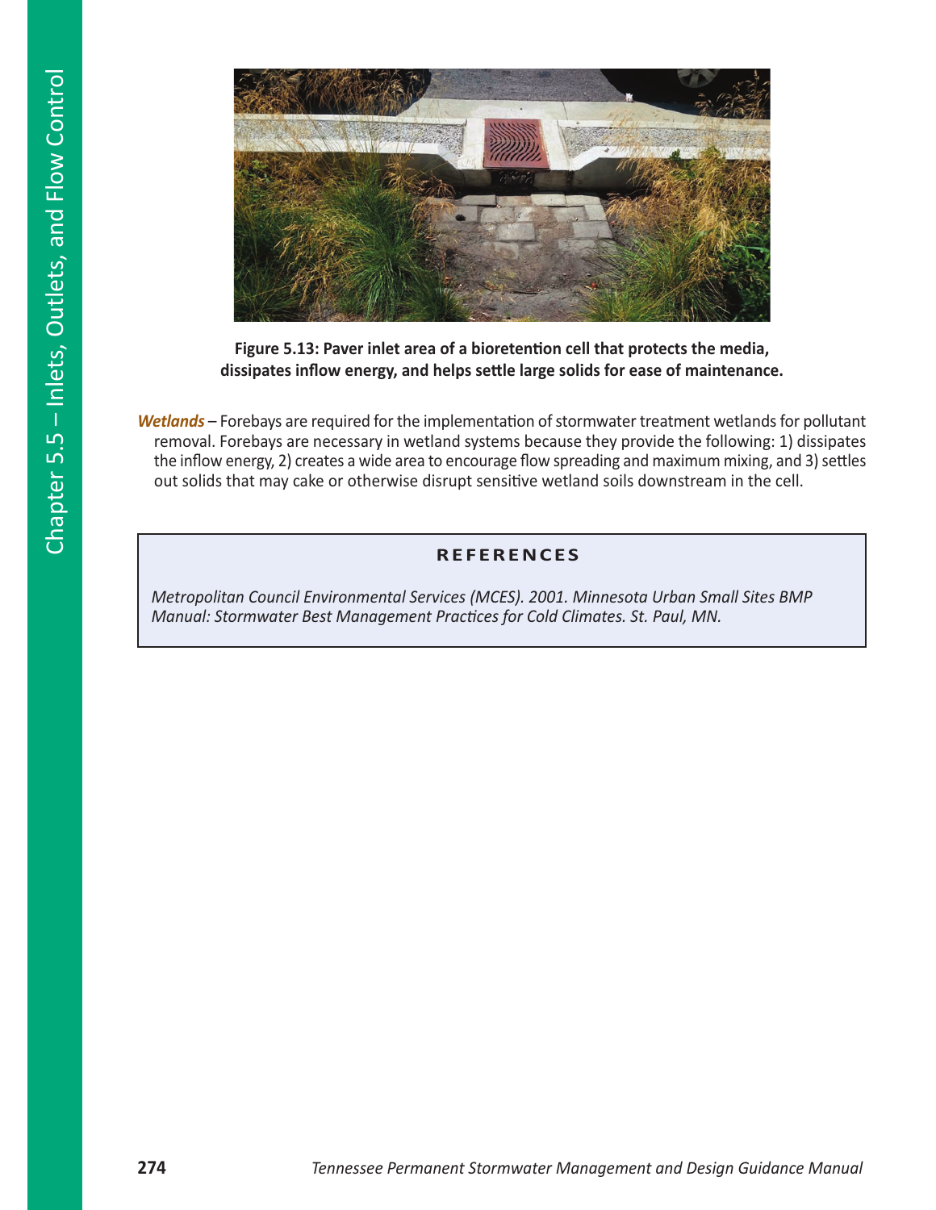**Figure 5.13: Paver inlet area of a bioretention cell that protects the media, dissipates inflow energy, and helps settle large solids for ease of maintenance.**

***Wetlands*** – Forebays are required for the implementation of stormwater treatment wetlands for pollutant removal. Forebays are necessary in wetland systems because they provide the following: 1) dissipates the inflow energy, 2) creates a wide area to encourage flow spreading and maximum mixing, and 3) settles out solids that may cake or otherwise disrupt sensitive wetland soils downstream in the cell.

## REFERENCES

*Metropolitan Council Environmental Services (MCES). 2001. Minnesota Urban Small Sites BMP Manual: Stormwater Best Management Practices for Cold Climates. St. Paul, MN.*